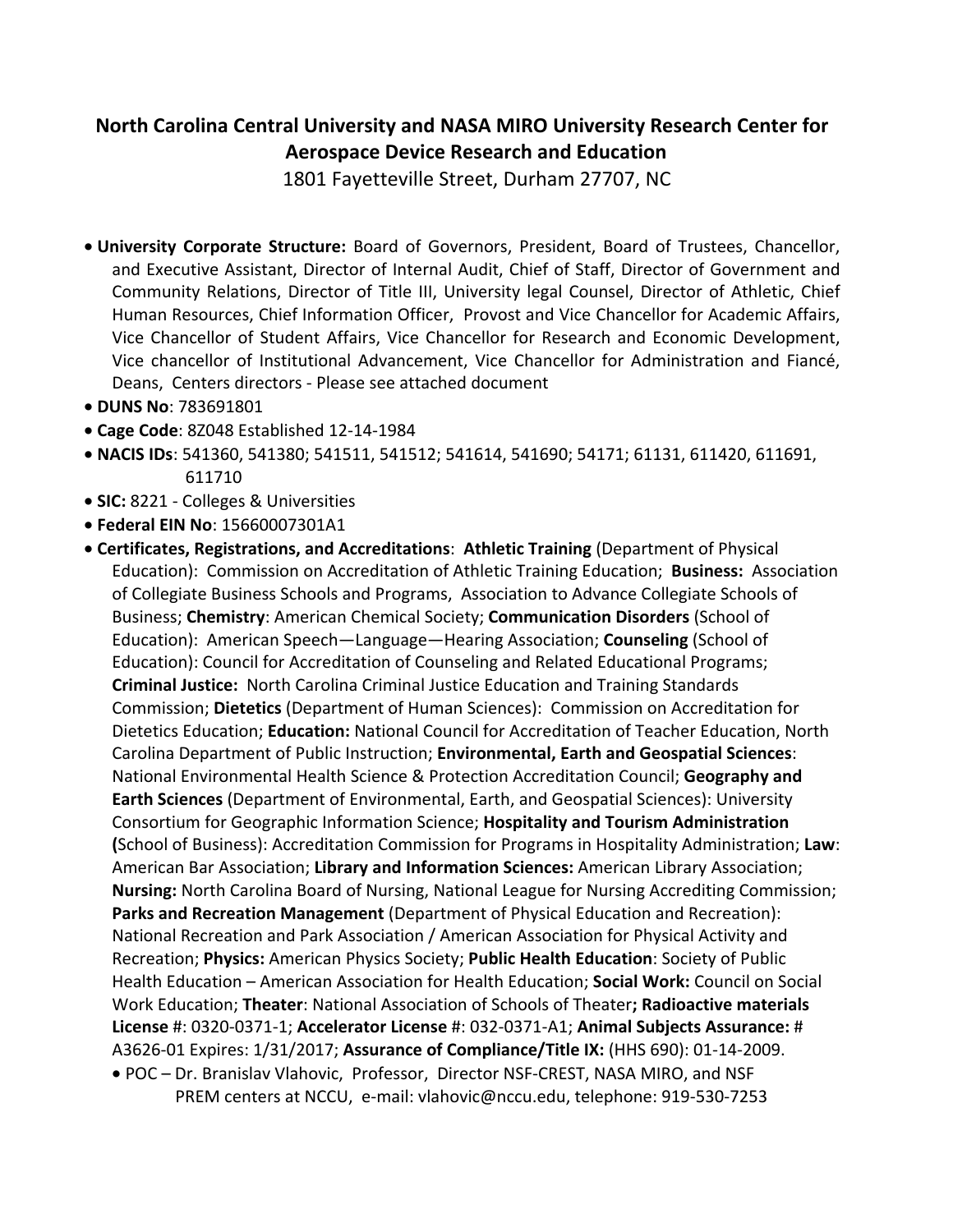# North Carolina Central University and NASA MIRO University Research Center for Aerospace Device Research and Education

1801 Fayetteville Street, Durham 27707, NC

- **University Corporate Structure:** Board of Governors, President, Board of Trustees, Chancellor, and Executive Assistant, Director of Internal Audit, Chief of Staff, Director of Government and Community Relations, Director of Title III, University legal Counsel, Director of Athletic, Chief Human Resources, Chief Information Officer, Provost and Vice Chancellor for Academic Affairs, Vice Chancellor of Student Affairs, Vice Chancellor for Research and Economic Development, Vice chancellor of Institutional Advancement, Vice Chancellor for Administration and Fiancé, Deans, Centers directors - Please see attached document
- **DUNS No**: 783691801
- **Cage Code**: 8Z048 Established 12-14-1984
- **NACIS IDs**: 541360, 541380; 541511, 541512; 541614, 541690; 54171; 61131, 611420, 611691, 611710
- **SIC:** 8221 - Colleges & Universities
- **Federal EIN No**: 15660007301A1
- **Certificates, Registrations, and Accreditations**: **Athletic Training** (Department of Physical Education): Commission on Accreditation of Athletic Training Education; **Business:** Association of Collegiate Business Schools and Programs, Association to Advance Collegiate Schools of Business; **Chemistry**: American Chemical Society; **Communication Disorders** (School of Education): American Speech—Language—Hearing Association; **Counseling** (School of Education): Council for Accreditation of Counseling and Related Educational Programs; **Criminal Justice:** North Carolina Criminal Justice Education and Training Standards Commission; **Dietetics** (Department of Human Sciences): Commission on Accreditation for Dietetics Education; **Education:** National Council for Accreditation of Teacher Education, North Carolina Department of Public Instruction; **Environmental, Earth and Geospatial Sciences**: National Environmental Health Science & Protection Accreditation Council; **Geography and Earth Sciences** (Department of Environmental, Earth, and Geospatial Sciences): University Consortium for Geographic Information Science; **Hospitality and Tourism Administration (**School of Business): Accreditation Commission for Programs in Hospitality Administration; **Law**: American Bar Association; **Library and Information Sciences:** American Library Association; **Nursing:** North Carolina Board of Nursing, National League for Nursing Accrediting Commission; **Parks and Recreation Management** (Department of Physical Education and Recreation): National Recreation and Park Association / American Association for Physical Activity and Recreation; **Physics:** American Physics Society; **Public Health Education**: Society of Public Health Education – American Association for Health Education; **Social Work:** Council on Social Work Education; **Theater**: National Association of Schools of Theater**; Radioactive materials License** #: 0320-0371-1; **Accelerator License** #: 032-0371-A1; **Animal Subjects Assurance:** # A3626-01 Expires: 1/31/2017; **Assurance of Compliance/Title IX:** (HHS 690): 01-14-2009.
  - POC – Dr. Branislav Vlahovic, Professor, Director NSF-CREST, NASA MIRO, and NSF PREM centers at NCCU, e-mail: vlahovic@nccu.edu, telephone: 919-530-7253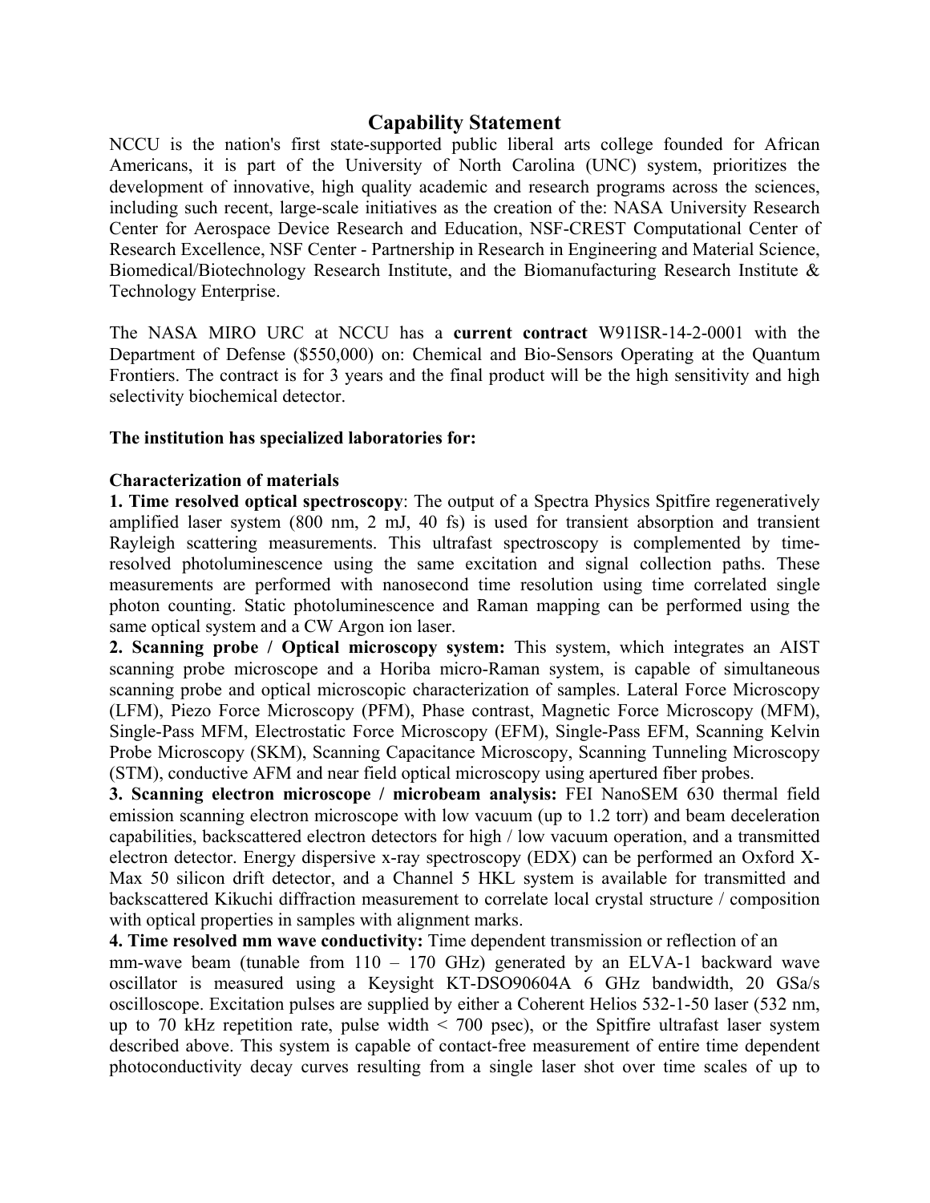# Capability Statement

NCCU is the nation's first state-supported public liberal arts college founded for African Americans, it is part of the University of North Carolina (UNC) system, prioritizes the development of innovative, high quality academic and research programs across the sciences, including such recent, large-scale initiatives as the creation of the: NASA University Research Center for Aerospace Device Research and Education, NSF-CREST Computational Center of Research Excellence, NSF Center - Partnership in Research in Engineering and Material Science, Biomedical/Biotechnology Research Institute, and the Biomanufacturing Research Institute & Technology Enterprise.

The NASA MIRO URC at NCCU has a **current contract** W91ISR-14-2-0001 with the Department of Defense ($550,000) on: Chemical and Bio-Sensors Operating at the Quantum Frontiers. The contract is for 3 years and the final product will be the high sensitivity and high selectivity biochemical detector.

**The institution has specialized laboratories for:**

**Characterization of materials**

**1. Time resolved optical spectroscopy**: The output of a Spectra Physics Spitfire regeneratively amplified laser system (800 nm, 2 mJ, 40 fs) is used for transient absorption and transient Rayleigh scattering measurements. This ultrafast spectroscopy is complemented by time-resolved photoluminescence using the same excitation and signal collection paths. These measurements are performed with nanosecond time resolution using time correlated single photon counting. Static photoluminescence and Raman mapping can be performed using the same optical system and a CW Argon ion laser.

**2. Scanning probe / Optical microscopy system:** This system, which integrates an AIST scanning probe microscope and a Horiba micro-Raman system, is capable of simultaneous scanning probe and optical microscopic characterization of samples. Lateral Force Microscopy (LFM), Piezo Force Microscopy (PFM), Phase contrast, Magnetic Force Microscopy (MFM), Single-Pass MFM, Electrostatic Force Microscopy (EFM), Single-Pass EFM, Scanning Kelvin Probe Microscopy (SKM), Scanning Capacitance Microscopy, Scanning Tunneling Microscopy (STM), conductive AFM and near field optical microscopy using apertured fiber probes.

**3. Scanning electron microscope / microbeam analysis:** FEI NanoSEM 630 thermal field emission scanning electron microscope with low vacuum (up to 1.2 torr) and beam deceleration capabilities, backscattered electron detectors for high / low vacuum operation, and a transmitted electron detector. Energy dispersive x-ray spectroscopy (EDX) can be performed an Oxford X-Max 50 silicon drift detector, and a Channel 5 HKL system is available for transmitted and backscattered Kikuchi diffraction measurement to correlate local crystal structure / composition with optical properties in samples with alignment marks.

**4. Time resolved mm wave conductivity:** Time dependent transmission or reflection of an mm-wave beam (tunable from 110 – 170 GHz) generated by an ELVA-1 backward wave oscillator is measured using a Keysight KT-DSO90604A 6 GHz bandwidth, 20 GSa/s oscilloscope. Excitation pulses are supplied by either a Coherent Helios 532-1-50 laser (532 nm, up to 70 kHz repetition rate, pulse width < 700 psec), or the Spitfire ultrafast laser system described above. This system is capable of contact-free measurement of entire time dependent photoconductivity decay curves resulting from a single laser shot over time scales of up to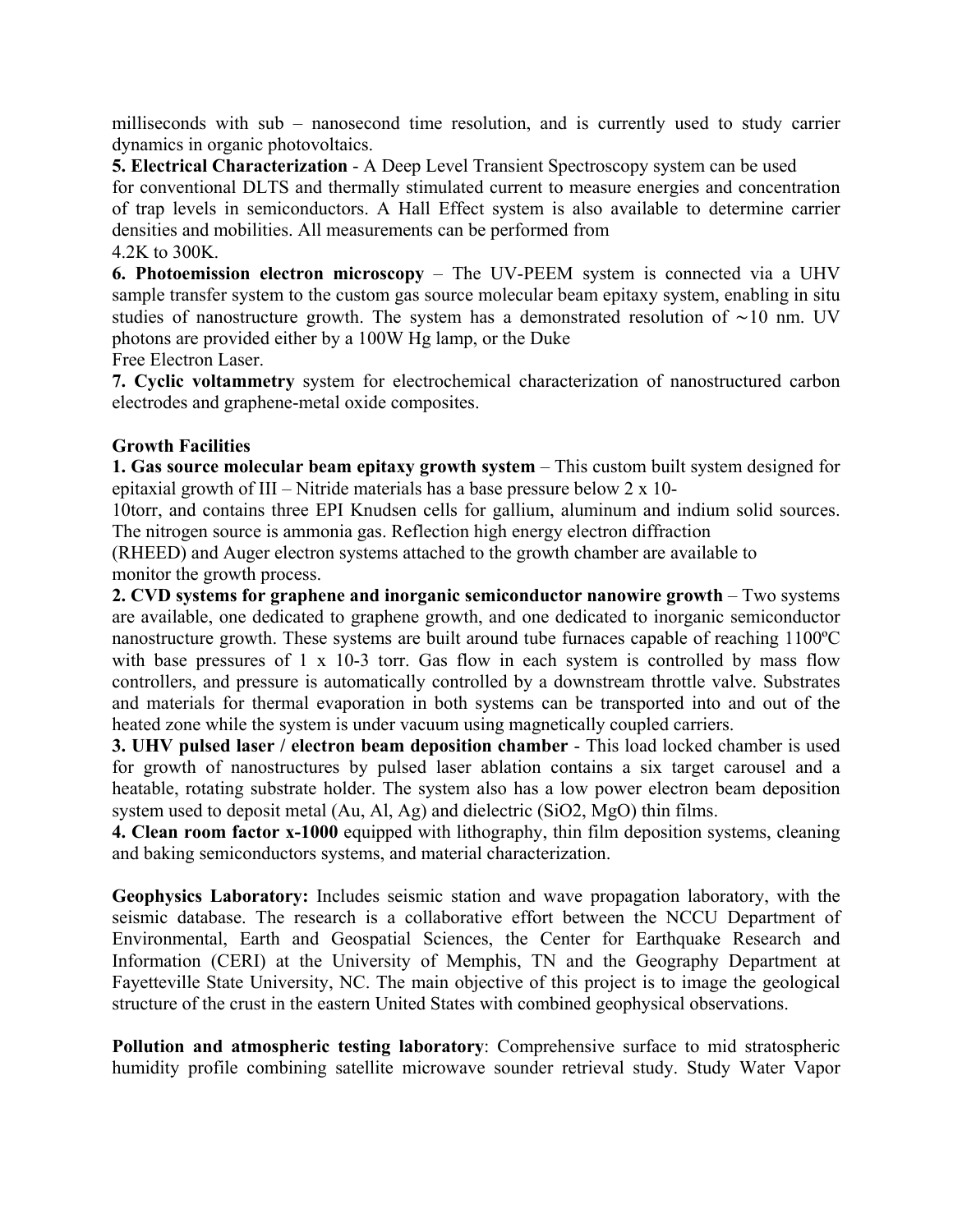milliseconds with sub – nanosecond time resolution, and is currently used to study carrier dynamics in organic photovoltaics.

**5. Electrical Characterization** - A Deep Level Transient Spectroscopy system can be used for conventional DLTS and thermally stimulated current to measure energies and concentration of trap levels in semiconductors. A Hall Effect system is also available to determine carrier densities and mobilities. All measurements can be performed from 4.2K to 300K.

**6. Photoemission electron microscopy** – The UV-PEEM system is connected via a UHV sample transfer system to the custom gas source molecular beam epitaxy system, enabling in situ studies of nanostructure growth. The system has a demonstrated resolution of ∼10 nm. UV photons are provided either by a 100W Hg lamp, or the Duke Free Electron Laser.

**7. Cyclic voltammetry** system for electrochemical characterization of nanostructured carbon electrodes and graphene-metal oxide composites.

**Growth Facilities**

**1. Gas source molecular beam epitaxy growth system** – This custom built system designed for epitaxial growth of III – Nitride materials has a base pressure below 2 x 10-10torr, and contains three EPI Knudsen cells for gallium, aluminum and indium solid sources. The nitrogen source is ammonia gas. Reflection high energy electron diffraction (RHEED) and Auger electron systems attached to the growth chamber are available to monitor the growth process.

**2. CVD systems for graphene and inorganic semiconductor nanowire growth** – Two systems are available, one dedicated to graphene growth, and one dedicated to inorganic semiconductor nanostructure growth. These systems are built around tube furnaces capable of reaching 1100ºC with base pressures of 1 x 10-3 torr. Gas flow in each system is controlled by mass flow controllers, and pressure is automatically controlled by a downstream throttle valve. Substrates and materials for thermal evaporation in both systems can be transported into and out of the heated zone while the system is under vacuum using magnetically coupled carriers.

**3. UHV pulsed laser / electron beam deposition chamber** - This load locked chamber is used for growth of nanostructures by pulsed laser ablation contains a six target carousel and a heatable, rotating substrate holder. The system also has a low power electron beam deposition system used to deposit metal (Au, Al, Ag) and dielectric ($SiO_2$, MgO) thin films.

**4. Clean room factor x-1000** equipped with lithography, thin film deposition systems, cleaning and baking semiconductors systems, and material characterization.

**Geophysics Laboratory:** Includes seismic station and wave propagation laboratory, with the seismic database. The research is a collaborative effort between the NCCU Department of Environmental, Earth and Geospatial Sciences, the Center for Earthquake Research and Information (CERI) at the University of Memphis, TN and the Geography Department at Fayetteville State University, NC. The main objective of this project is to image the geological structure of the crust in the eastern United States with combined geophysical observations.

**Pollution and atmospheric testing laboratory**: Comprehensive surface to mid stratospheric humidity profile combining satellite microwave sounder retrieval study. Study Water Vapor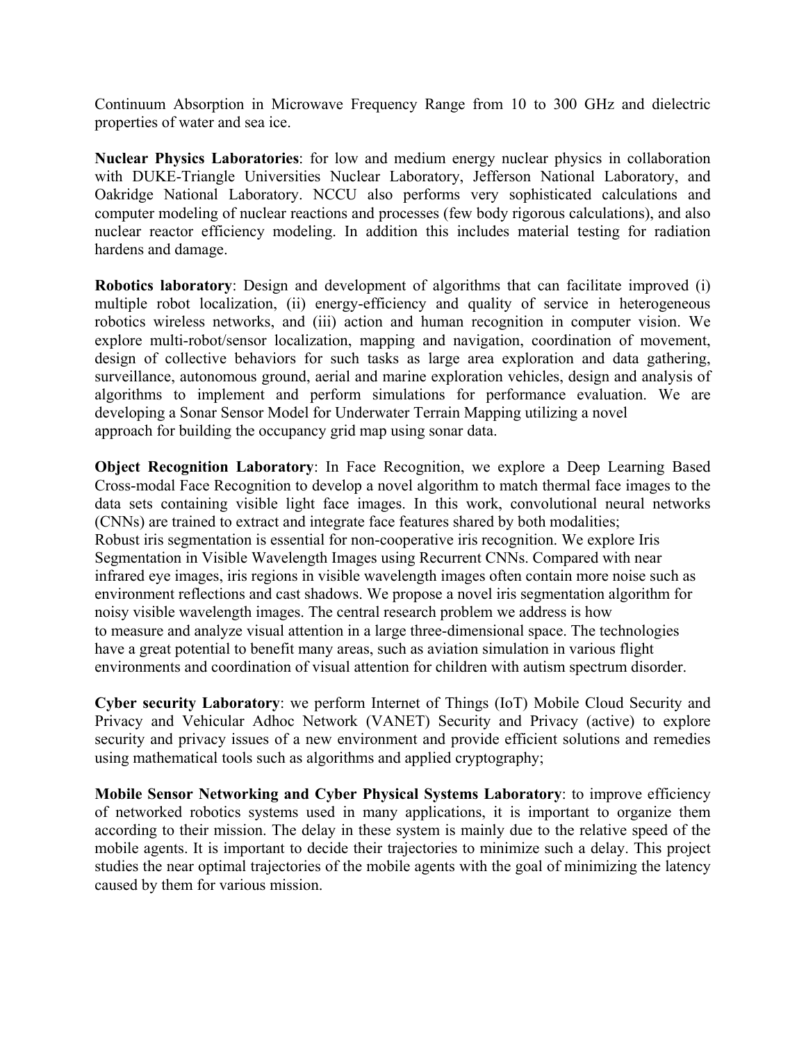Continuum Absorption in Microwave Frequency Range from 10 to 300 GHz and dielectric properties of water and sea ice.

**Nuclear Physics Laboratories**: for low and medium energy nuclear physics in collaboration with DUKE-Triangle Universities Nuclear Laboratory, Jefferson National Laboratory, and Oakridge National Laboratory. NCCU also performs very sophisticated calculations and computer modeling of nuclear reactions and processes (few body rigorous calculations), and also nuclear reactor efficiency modeling. In addition this includes material testing for radiation hardens and damage.

**Robotics laboratory**: Design and development of algorithms that can facilitate improved (i) multiple robot localization, (ii) energy-efficiency and quality of service in heterogeneous robotics wireless networks, and (iii) action and human recognition in computer vision. We explore multi-robot/sensor localization, mapping and navigation, coordination of movement, design of collective behaviors for such tasks as large area exploration and data gathering, surveillance, autonomous ground, aerial and marine exploration vehicles, design and analysis of algorithms to implement and perform simulations for performance evaluation. We are developing a Sonar Sensor Model for Underwater Terrain Mapping utilizing a novel approach for building the occupancy grid map using sonar data.

**Object Recognition Laboratory**: In Face Recognition, we explore a Deep Learning Based Cross-modal Face Recognition to develop a novel algorithm to match thermal face images to the data sets containing visible light face images. In this work, convolutional neural networks (CNNs) are trained to extract and integrate face features shared by both modalities; Robust iris segmentation is essential for non-cooperative iris recognition. We explore Iris Segmentation in Visible Wavelength Images using Recurrent CNNs. Compared with near infrared eye images, iris regions in visible wavelength images often contain more noise such as environment reflections and cast shadows. We propose a novel iris segmentation algorithm for noisy visible wavelength images. The central research problem we address is how to measure and analyze visual attention in a large three-dimensional space. The technologies have a great potential to benefit many areas, such as aviation simulation in various flight environments and coordination of visual attention for children with autism spectrum disorder.

**Cyber security Laboratory**: we perform Internet of Things (IoT) Mobile Cloud Security and Privacy and Vehicular Adhoc Network (VANET) Security and Privacy (active) to explore security and privacy issues of a new environment and provide efficient solutions and remedies using mathematical tools such as algorithms and applied cryptography;

**Mobile Sensor Networking and Cyber Physical Systems Laboratory**: to improve efficiency of networked robotics systems used in many applications, it is important to organize them according to their mission. The delay in these system is mainly due to the relative speed of the mobile agents. It is important to decide their trajectories to minimize such a delay. This project studies the near optimal trajectories of the mobile agents with the goal of minimizing the latency caused by them for various mission.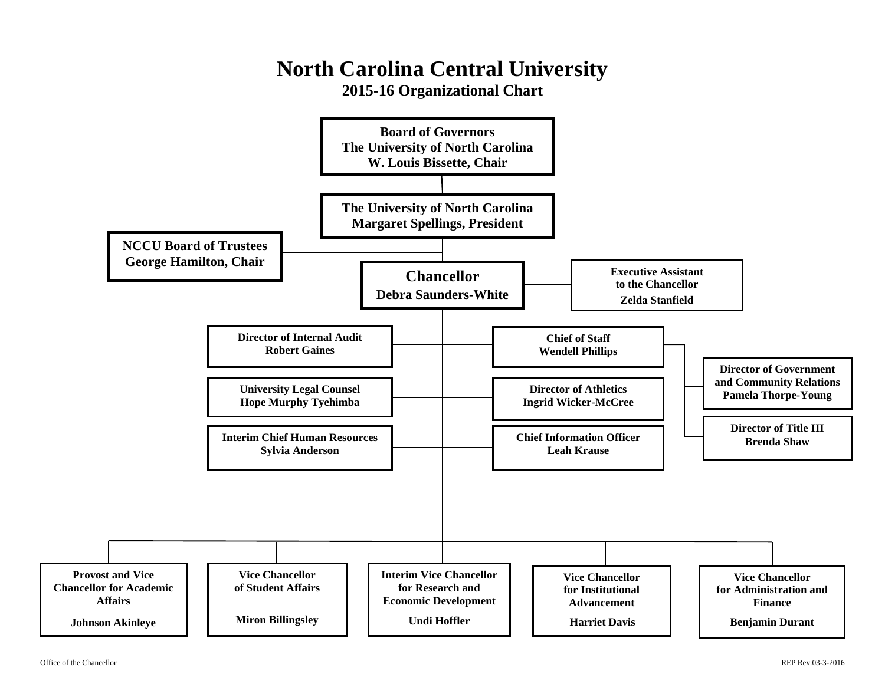# North Carolina Central University

## 2015-16 Organizational Chart

**Board of Governors**
**The University of North Carolina**
**W. Louis Bissette, Chair**

**The University of North Carolina**
**Margaret Spellings, President**

**NCCU Board of Trustees**
**George Hamilton, Chair**

**Chancellor**
**Debra Saunders-White**

**Executive Assistant to the Chancellor**
**Zelda Stanfield**

**Director of Internal Audit**
**Robert Gaines**

**University Legal Counsel**
**Hope Murphy Tyehimba**

**Interim Chief Human Resources**
**Sylvia Anderson**

**Chief of Staff**
**Wendell Phillips**

**Director of Government and Community Relations**
**Pamela Thorpe-Young**

**Director of Title III**
**Brenda Shaw**

**Director of Athletics**
**Ingrid Wicker-McCree**

**Chief Information Officer**
**Leah Krause**

**Provost and Vice Chancellor for Academic Affairs**
**Johnson Akinleye**

**Vice Chancellor of Student Affairs**
**Miron Billingsley**

**Interim Vice Chancellor for Research and Economic Development**
**Undi Hoffler**

**Vice Chancellor for Institutional Advancement**
**Harriet Davis**

**Vice Chancellor for Administration and Finance**
**Benjamin Durant**

Office of the Chancellor

REP Rev.03-3-2016